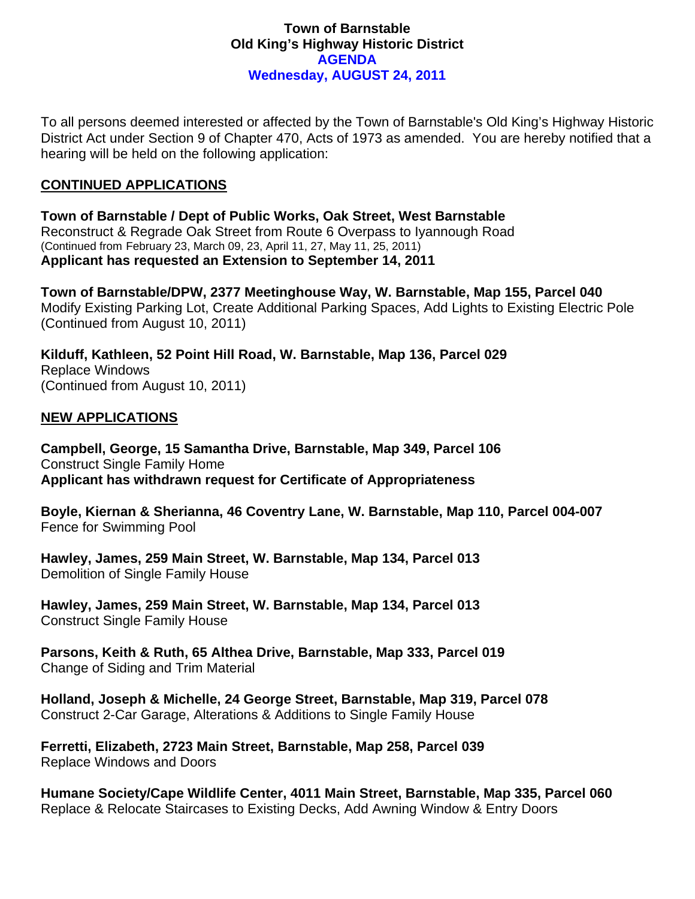# Town of Barnstable
## Old King's Highway Historic District
## AGENDA
## Wednesday, AUGUST 24, 2011

To all persons deemed interested or affected by the Town of Barnstable's Old King's Highway Historic District Act under Section 9 of Chapter 470, Acts of 1973 as amended. You are hereby notified that a hearing will be held on the following application:

### CONTINUED APPLICATIONS

**Town of Barnstable / Dept of Public Works, Oak Street, West Barnstable**
Reconstruct & Regrade Oak Street from Route 6 Overpass to Iyannough Road
(Continued from February 23, March 09, 23, April 11, 27, May 11, 25, 2011)
**Applicant has requested an Extension to September 14, 2011**

**Town of Barnstable/DPW, 2377 Meetinghouse Way, W. Barnstable, Map 155, Parcel 040**
Modify Existing Parking Lot, Create Additional Parking Spaces, Add Lights to Existing Electric Pole
(Continued from August 10, 2011)

**Kilduff, Kathleen, 52 Point Hill Road, W. Barnstable, Map 136, Parcel 029**
Replace Windows
(Continued from August 10, 2011)

### NEW APPLICATIONS

**Campbell, George, 15 Samantha Drive, Barnstable, Map 349, Parcel 106**
Construct Single Family Home
**Applicant has withdrawn request for Certificate of Appropriateness**

**Boyle, Kiernan & Sherianna, 46 Coventry Lane, W. Barnstable, Map 110, Parcel 004-007**
Fence for Swimming Pool

**Hawley, James, 259 Main Street, W. Barnstable, Map 134, Parcel 013**
Demolition of Single Family House

**Hawley, James, 259 Main Street, W. Barnstable, Map 134, Parcel 013**
Construct Single Family House

**Parsons, Keith & Ruth, 65 Althea Drive, Barnstable, Map 333, Parcel 019**
Change of Siding and Trim Material

**Holland, Joseph & Michelle, 24 George Street, Barnstable, Map 319, Parcel 078**
Construct 2-Car Garage, Alterations & Additions to Single Family House

**Ferretti, Elizabeth, 2723 Main Street, Barnstable, Map 258, Parcel 039**
Replace Windows and Doors

**Humane Society/Cape Wildlife Center, 4011 Main Street, Barnstable, Map 335, Parcel 060**
Replace & Relocate Staircases to Existing Decks, Add Awning Window & Entry Doors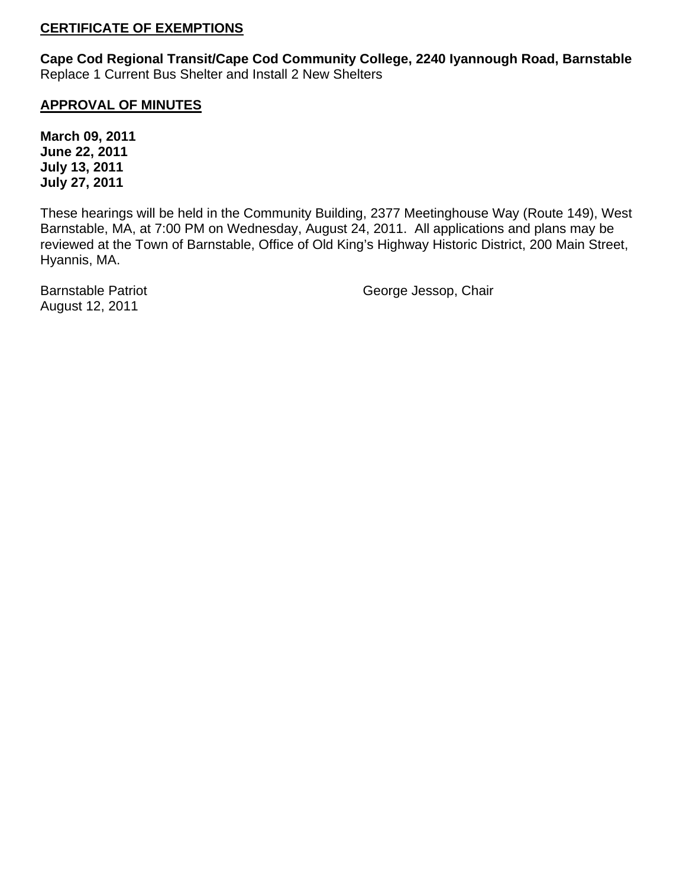**CERTIFICATE OF EXEMPTIONS**

**Cape Cod Regional Transit/Cape Cod Community College, 2240 Iyannough Road, Barnstable**
Replace 1 Current Bus Shelter and Install 2 New Shelters

**APPROVAL OF MINUTES**

**March 09, 2011**
**June 22, 2011**
**July 13, 2011**
**July 27, 2011**

These hearings will be held in the Community Building, 2377 Meetinghouse Way (Route 149), West Barnstable, MA, at 7:00 PM on Wednesday, August 24, 2011. All applications and plans may be reviewed at the Town of Barnstable, Office of Old King's Highway Historic District, 200 Main Street, Hyannis, MA.

Barnstable Patriot
August 12, 2011

George Jessop, Chair